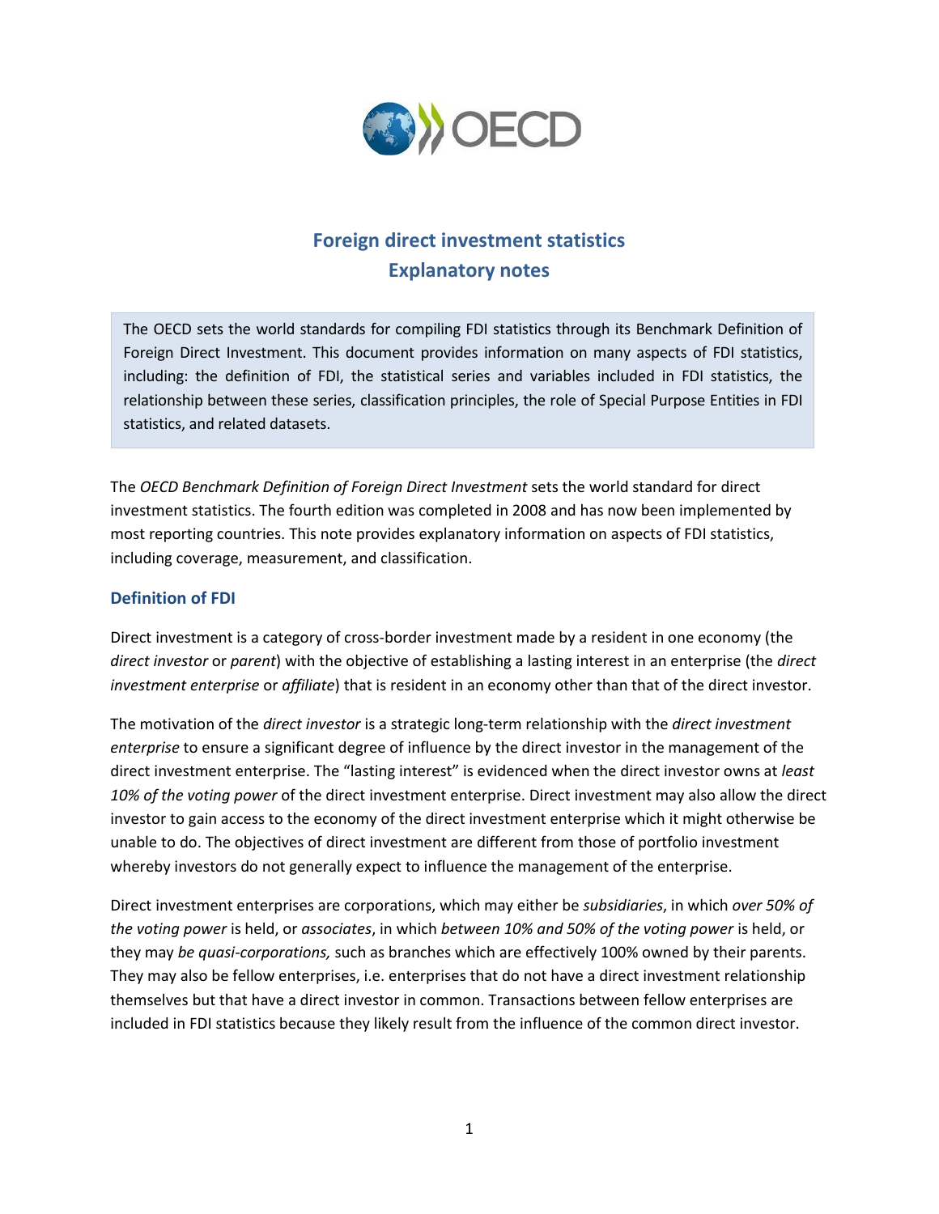# Foreign direct investment statistics
# Explanatory notes

The OECD sets the world standards for compiling FDI statistics through its Benchmark Definition of Foreign Direct Investment. This document provides information on many aspects of FDI statistics, including: the definition of FDI, the statistical series and variables included in FDI statistics, the relationship between these series, classification principles, the role of Special Purpose Entities in FDI statistics, and related datasets.

The *OECD Benchmark Definition of Foreign Direct Investment* sets the world standard for direct investment statistics. The fourth edition was completed in 2008 and has now been implemented by most reporting countries. This note provides explanatory information on aspects of FDI statistics, including coverage, measurement, and classification.

## Definition of FDI

Direct investment is a category of cross-border investment made by a resident in one economy (the *direct investor* or *parent*) with the objective of establishing a lasting interest in an enterprise (the *direct investment enterprise* or *affiliate*) that is resident in an economy other than that of the direct investor.

The motivation of the *direct investor* is a strategic long-term relationship with the *direct investment enterprise* to ensure a significant degree of influence by the direct investor in the management of the direct investment enterprise. The "lasting interest" is evidenced when the direct investor owns at *least 10% of the voting power* of the direct investment enterprise. Direct investment may also allow the direct investor to gain access to the economy of the direct investment enterprise which it might otherwise be unable to do. The objectives of direct investment are different from those of portfolio investment whereby investors do not generally expect to influence the management of the enterprise.

Direct investment enterprises are corporations, which may either be *subsidiaries*, in which *over 50% of the voting power* is held, or *associates*, in which *between 10% and 50% of the voting power* is held, or they may *be quasi-corporations,* such as branches which are effectively 100% owned by their parents. They may also be fellow enterprises, i.e. enterprises that do not have a direct investment relationship themselves but that have a direct investor in common. Transactions between fellow enterprises are included in FDI statistics because they likely result from the influence of the common direct investor.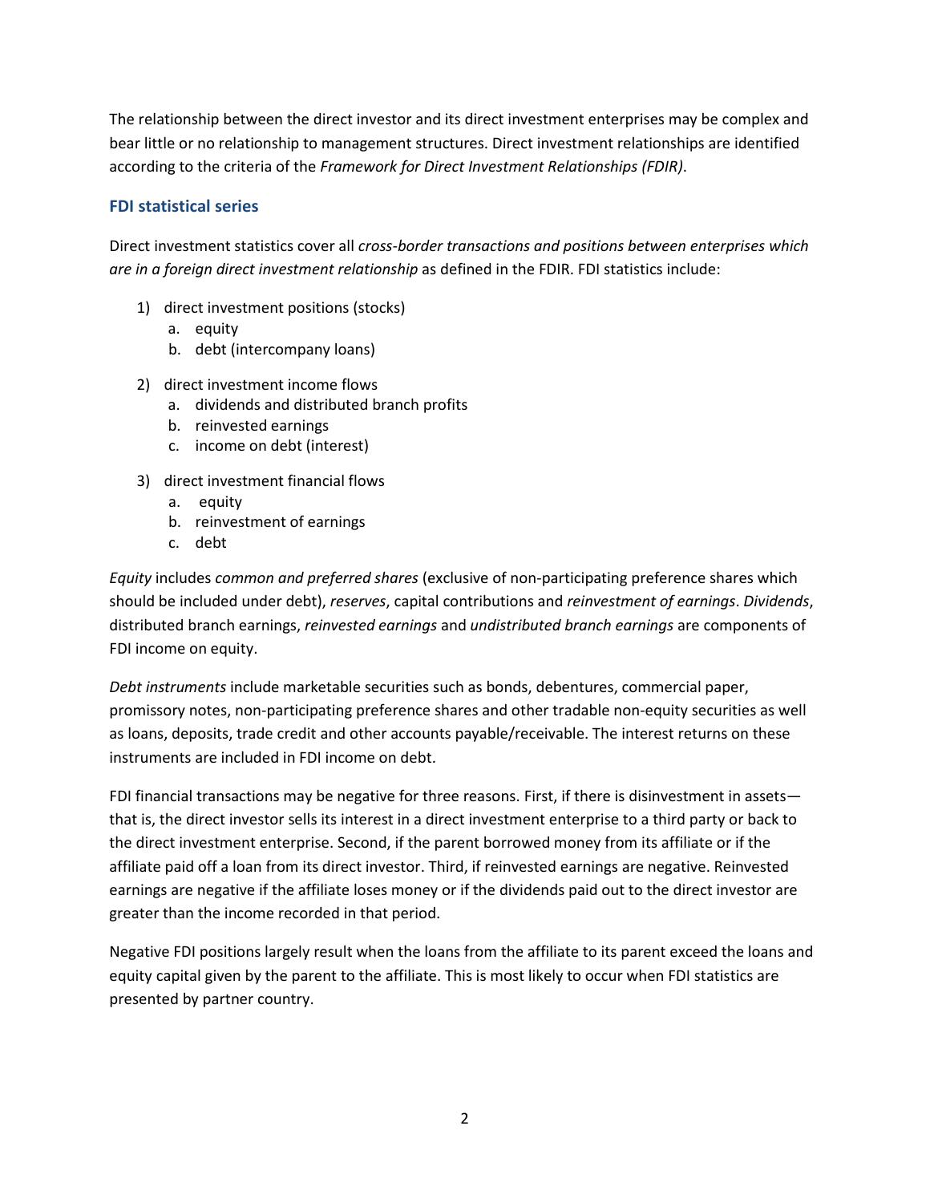The relationship between the direct investor and its direct investment enterprises may be complex and bear little or no relationship to management structures. Direct investment relationships are identified according to the criteria of the *Framework for Direct Investment Relationships (FDIR)*.

### FDI statistical series

Direct investment statistics cover all *cross-border transactions and positions between enterprises which are in a foreign direct investment relationship* as defined in the FDIR. FDI statistics include:

1) direct investment positions (stocks)
   a. equity
   b. debt (intercompany loans)

2) direct investment income flows
   a. dividends and distributed branch profits
   b. reinvested earnings
   c. income on debt (interest)

3) direct investment financial flows
   a. equity
   b. reinvestment of earnings
   c. debt

*Equity* includes *common and preferred shares* (exclusive of non-participating preference shares which should be included under debt), *reserves*, capital contributions and *reinvestment of earnings*. *Dividends*, distributed branch earnings, *reinvested earnings* and *undistributed branch earnings* are components of FDI income on equity.

*Debt instruments* include marketable securities such as bonds, debentures, commercial paper, promissory notes, non-participating preference shares and other tradable non-equity securities as well as loans, deposits, trade credit and other accounts payable/receivable. The interest returns on these instruments are included in FDI income on debt.

FDI financial transactions may be negative for three reasons. First, if there is disinvestment in assets—that is, the direct investor sells its interest in a direct investment enterprise to a third party or back to the direct investment enterprise. Second, if the parent borrowed money from its affiliate or if the affiliate paid off a loan from its direct investor. Third, if reinvested earnings are negative. Reinvested earnings are negative if the affiliate loses money or if the dividends paid out to the direct investor are greater than the income recorded in that period.

Negative FDI positions largely result when the loans from the affiliate to its parent exceed the loans and equity capital given by the parent to the affiliate. This is most likely to occur when FDI statistics are presented by partner country.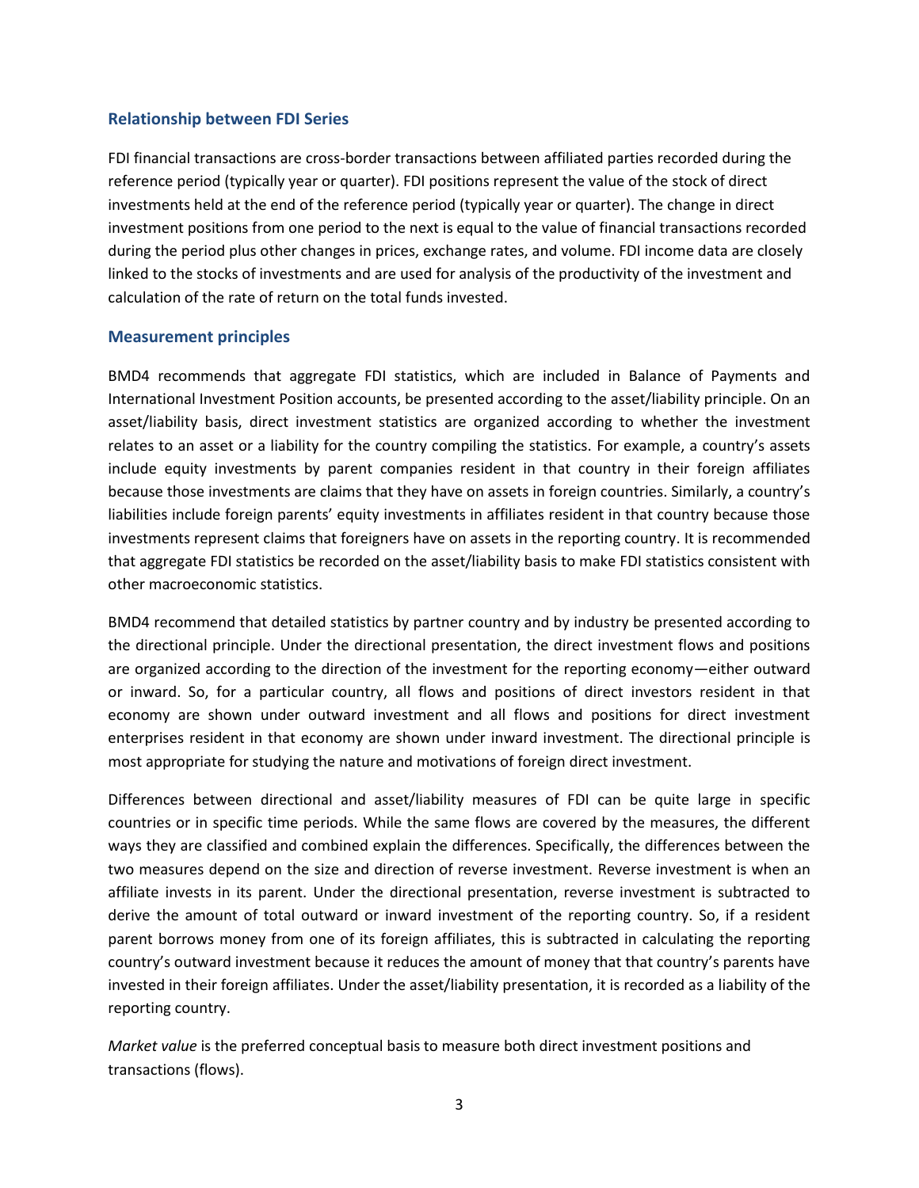## Relationship between FDI Series

FDI financial transactions are cross-border transactions between affiliated parties recorded during the reference period (typically year or quarter). FDI positions represent the value of the stock of direct investments held at the end of the reference period (typically year or quarter). The change in direct investment positions from one period to the next is equal to the value of financial transactions recorded during the period plus other changes in prices, exchange rates, and volume. FDI income data are closely linked to the stocks of investments and are used for analysis of the productivity of the investment and calculation of the rate of return on the total funds invested.

## Measurement principles

BMD4 recommends that aggregate FDI statistics, which are included in Balance of Payments and International Investment Position accounts, be presented according to the asset/liability principle. On an asset/liability basis, direct investment statistics are organized according to whether the investment relates to an asset or a liability for the country compiling the statistics. For example, a country's assets include equity investments by parent companies resident in that country in their foreign affiliates because those investments are claims that they have on assets in foreign countries. Similarly, a country's liabilities include foreign parents' equity investments in affiliates resident in that country because those investments represent claims that foreigners have on assets in the reporting country. It is recommended that aggregate FDI statistics be recorded on the asset/liability basis to make FDI statistics consistent with other macroeconomic statistics.

BMD4 recommend that detailed statistics by partner country and by industry be presented according to the directional principle. Under the directional presentation, the direct investment flows and positions are organized according to the direction of the investment for the reporting economy—either outward or inward. So, for a particular country, all flows and positions of direct investors resident in that economy are shown under outward investment and all flows and positions for direct investment enterprises resident in that economy are shown under inward investment. The directional principle is most appropriate for studying the nature and motivations of foreign direct investment.

Differences between directional and asset/liability measures of FDI can be quite large in specific countries or in specific time periods. While the same flows are covered by the measures, the different ways they are classified and combined explain the differences. Specifically, the differences between the two measures depend on the size and direction of reverse investment. Reverse investment is when an affiliate invests in its parent. Under the directional presentation, reverse investment is subtracted to derive the amount of total outward or inward investment of the reporting country. So, if a resident parent borrows money from one of its foreign affiliates, this is subtracted in calculating the reporting country's outward investment because it reduces the amount of money that that country's parents have invested in their foreign affiliates. Under the asset/liability presentation, it is recorded as a liability of the reporting country.

*Market value* is the preferred conceptual basis to measure both direct investment positions and transactions (flows).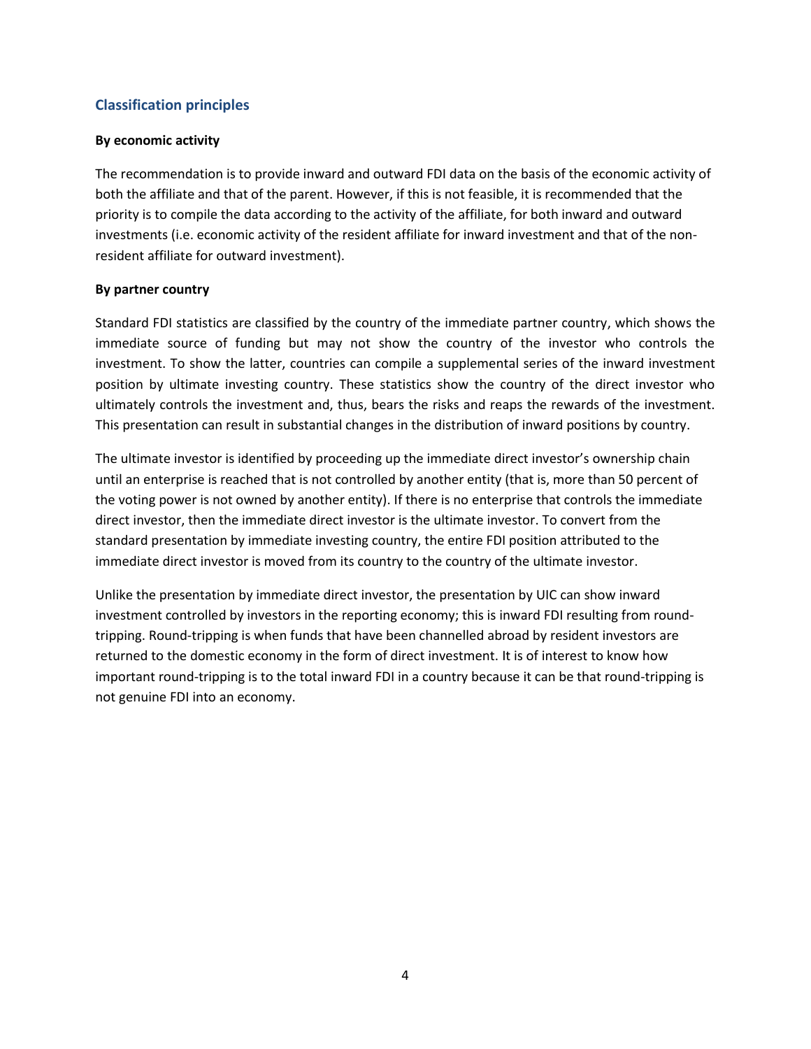## Classification principles

### By economic activity

The recommendation is to provide inward and outward FDI data on the basis of the economic activity of both the affiliate and that of the parent. However, if this is not feasible, it is recommended that the priority is to compile the data according to the activity of the affiliate, for both inward and outward investments (i.e. economic activity of the resident affiliate for inward investment and that of the non-resident affiliate for outward investment).

### By partner country

Standard FDI statistics are classified by the country of the immediate partner country, which shows the immediate source of funding but may not show the country of the investor who controls the investment. To show the latter, countries can compile a supplemental series of the inward investment position by ultimate investing country. These statistics show the country of the direct investor who ultimately controls the investment and, thus, bears the risks and reaps the rewards of the investment. This presentation can result in substantial changes in the distribution of inward positions by country.

The ultimate investor is identified by proceeding up the immediate direct investor's ownership chain until an enterprise is reached that is not controlled by another entity (that is, more than 50 percent of the voting power is not owned by another entity). If there is no enterprise that controls the immediate direct investor, then the immediate direct investor is the ultimate investor. To convert from the standard presentation by immediate investing country, the entire FDI position attributed to the immediate direct investor is moved from its country to the country of the ultimate investor.

Unlike the presentation by immediate direct investor, the presentation by UIC can show inward investment controlled by investors in the reporting economy; this is inward FDI resulting from round-tripping. Round-tripping is when funds that have been channelled abroad by resident investors are returned to the domestic economy in the form of direct investment. It is of interest to know how important round-tripping is to the total inward FDI in a country because it can be that round-tripping is not genuine FDI into an economy.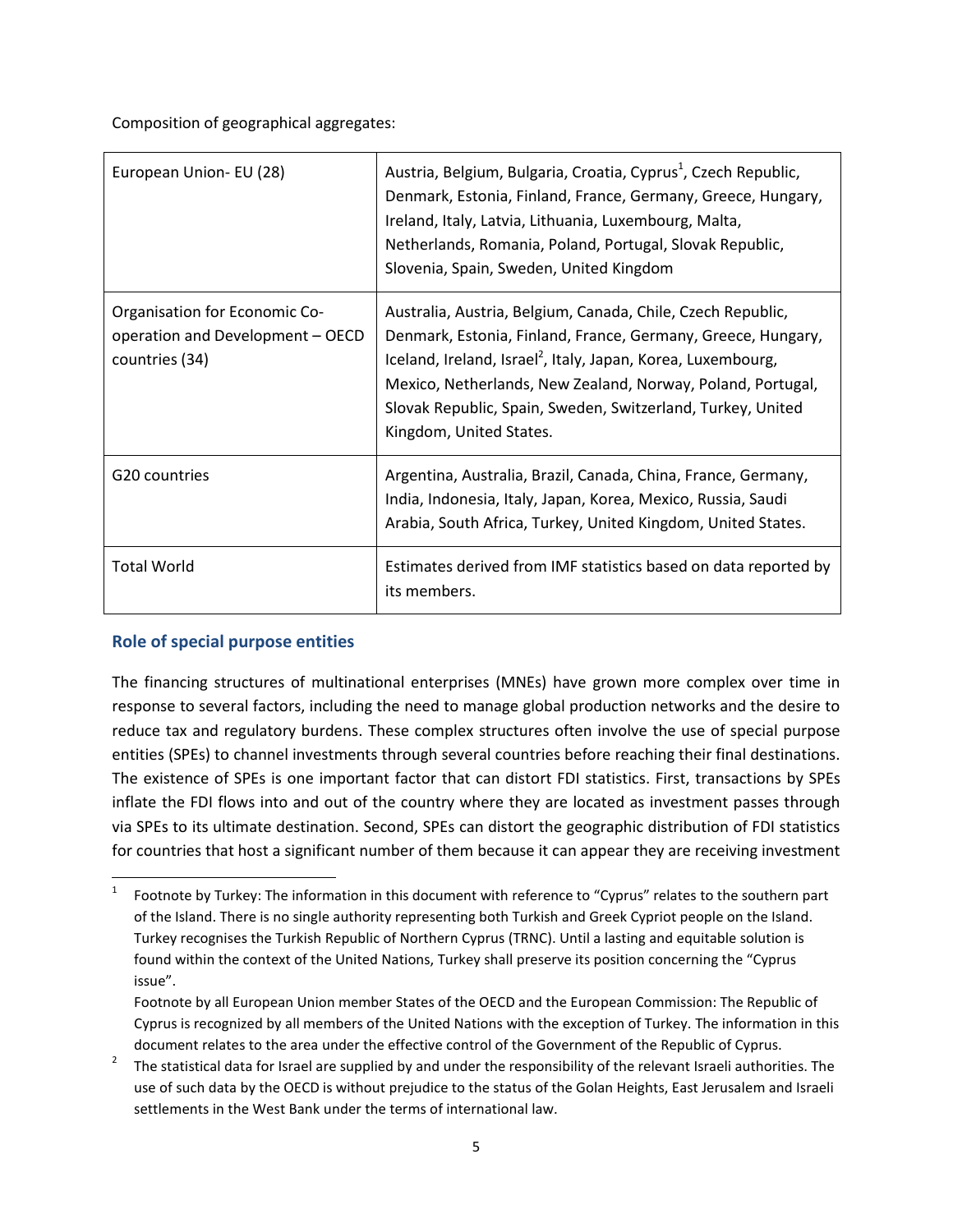Composition of geographical aggregates:

| | |
|---|---|
| European Union- EU (28) | Austria, Belgium, Bulgaria, Croatia, Cyprus[1], Czech Republic, Denmark, Estonia, Finland, France, Germany, Greece, Hungary, Ireland, Italy, Latvia, Lithuania, Luxembourg, Malta, Netherlands, Romania, Poland, Portugal, Slovak Republic, Slovenia, Spain, Sweden, United Kingdom |
| Organisation for Economic Co-operation and Development – OECD countries (34) | Australia, Austria, Belgium, Canada, Chile, Czech Republic, Denmark, Estonia, Finland, France, Germany, Greece, Hungary, Iceland, Ireland, Israel[2], Italy, Japan, Korea, Luxembourg, Mexico, Netherlands, New Zealand, Norway, Poland, Portugal, Slovak Republic, Spain, Sweden, Switzerland, Turkey, United Kingdom, United States. |
| G20 countries | Argentina, Australia, Brazil, Canada, China, France, Germany, India, Indonesia, Italy, Japan, Korea, Mexico, Russia, Saudi Arabia, South Africa, Turkey, United Kingdom, United States. |
| Total World | Estimates derived from IMF statistics based on data reported by its members. |

## Role of special purpose entities

The financing structures of multinational enterprises (MNEs) have grown more complex over time in response to several factors, including the need to manage global production networks and the desire to reduce tax and regulatory burdens. These complex structures often involve the use of special purpose entities (SPEs) to channel investments through several countries before reaching their final destinations. The existence of SPEs is one important factor that can distort FDI statistics. First, transactions by SPEs inflate the FDI flows into and out of the country where they are located as investment passes through via SPEs to its ultimate destination. Second, SPEs can distort the geographic distribution of FDI statistics for countries that host a significant number of them because it can appear they are receiving investment

---

[1] Footnote by Turkey: The information in this document with reference to "Cyprus" relates to the southern part of the Island. There is no single authority representing both Turkish and Greek Cypriot people on the Island. Turkey recognises the Turkish Republic of Northern Cyprus (TRNC). Until a lasting and equitable solution is found within the context of the United Nations, Turkey shall preserve its position concerning the "Cyprus issue".

Footnote by all European Union member States of the OECD and the European Commission: The Republic of Cyprus is recognized by all members of the United Nations with the exception of Turkey. The information in this document relates to the area under the effective control of the Government of the Republic of Cyprus.

[2] The statistical data for Israel are supplied by and under the responsibility of the relevant Israeli authorities. The use of such data by the OECD is without prejudice to the status of the Golan Heights, East Jerusalem and Israeli settlements in the West Bank under the terms of international law.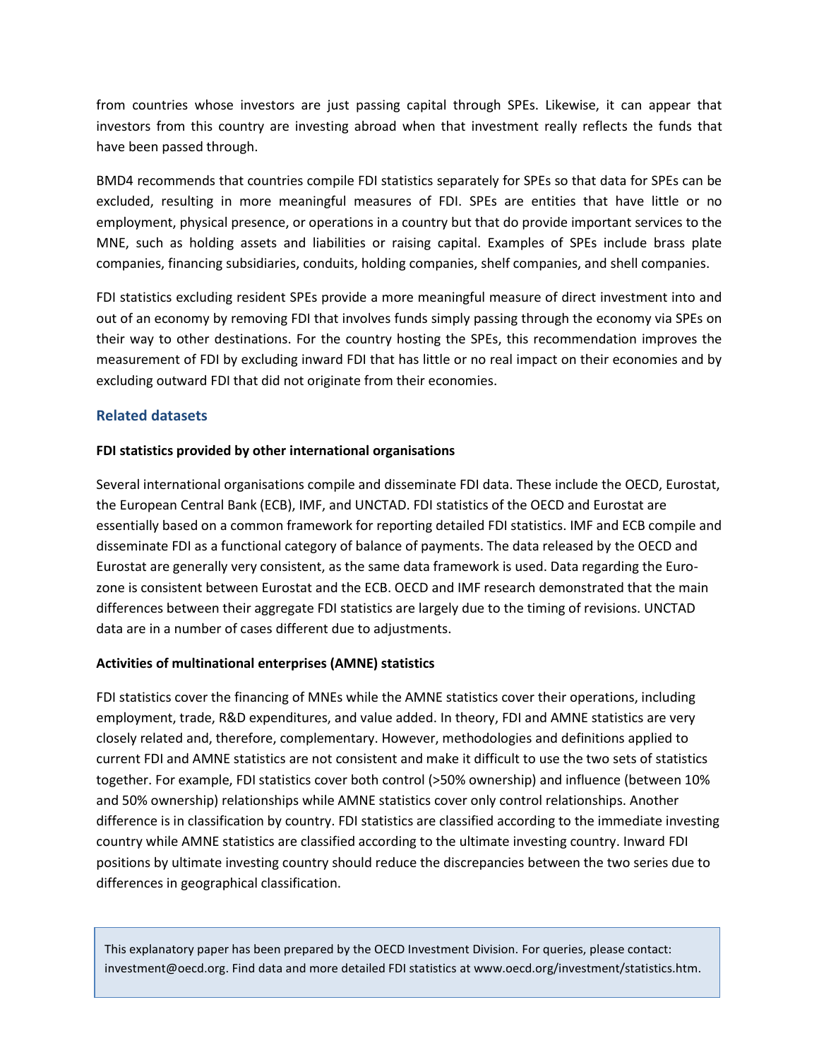from countries whose investors are just passing capital through SPEs. Likewise, it can appear that investors from this country are investing abroad when that investment really reflects the funds that have been passed through.

BMD4 recommends that countries compile FDI statistics separately for SPEs so that data for SPEs can be excluded, resulting in more meaningful measures of FDI. SPEs are entities that have little or no employment, physical presence, or operations in a country but that do provide important services to the MNE, such as holding assets and liabilities or raising capital. Examples of SPEs include brass plate companies, financing subsidiaries, conduits, holding companies, shelf companies, and shell companies.

FDI statistics excluding resident SPEs provide a more meaningful measure of direct investment into and out of an economy by removing FDI that involves funds simply passing through the economy via SPEs on their way to other destinations. For the country hosting the SPEs, this recommendation improves the measurement of FDI by excluding inward FDI that has little or no real impact on their economies and by excluding outward FDI that did not originate from their economies.

## Related datasets

**FDI statistics provided by other international organisations**

Several international organisations compile and disseminate FDI data. These include the OECD, Eurostat, the European Central Bank (ECB), IMF, and UNCTAD. FDI statistics of the OECD and Eurostat are essentially based on a common framework for reporting detailed FDI statistics. IMF and ECB compile and disseminate FDI as a functional category of balance of payments. The data released by the OECD and Eurostat are generally very consistent, as the same data framework is used. Data regarding the Euro-zone is consistent between Eurostat and the ECB. OECD and IMF research demonstrated that the main differences between their aggregate FDI statistics are largely due to the timing of revisions. UNCTAD data are in a number of cases different due to adjustments.

**Activities of multinational enterprises (AMNE) statistics**

FDI statistics cover the financing of MNEs while the AMNE statistics cover their operations, including employment, trade, R&D expenditures, and value added. In theory, FDI and AMNE statistics are very closely related and, therefore, complementary. However, methodologies and definitions applied to current FDI and AMNE statistics are not consistent and make it difficult to use the two sets of statistics together. For example, FDI statistics cover both control (>50% ownership) and influence (between 10% and 50% ownership) relationships while AMNE statistics cover only control relationships. Another difference is in classification by country. FDI statistics are classified according to the immediate investing country while AMNE statistics are classified according to the ultimate investing country. Inward FDI positions by ultimate investing country should reduce the discrepancies between the two series due to differences in geographical classification.

This explanatory paper has been prepared by the OECD Investment Division. For queries, please contact: investment@oecd.org. Find data and more detailed FDI statistics at www.oecd.org/investment/statistics.htm.